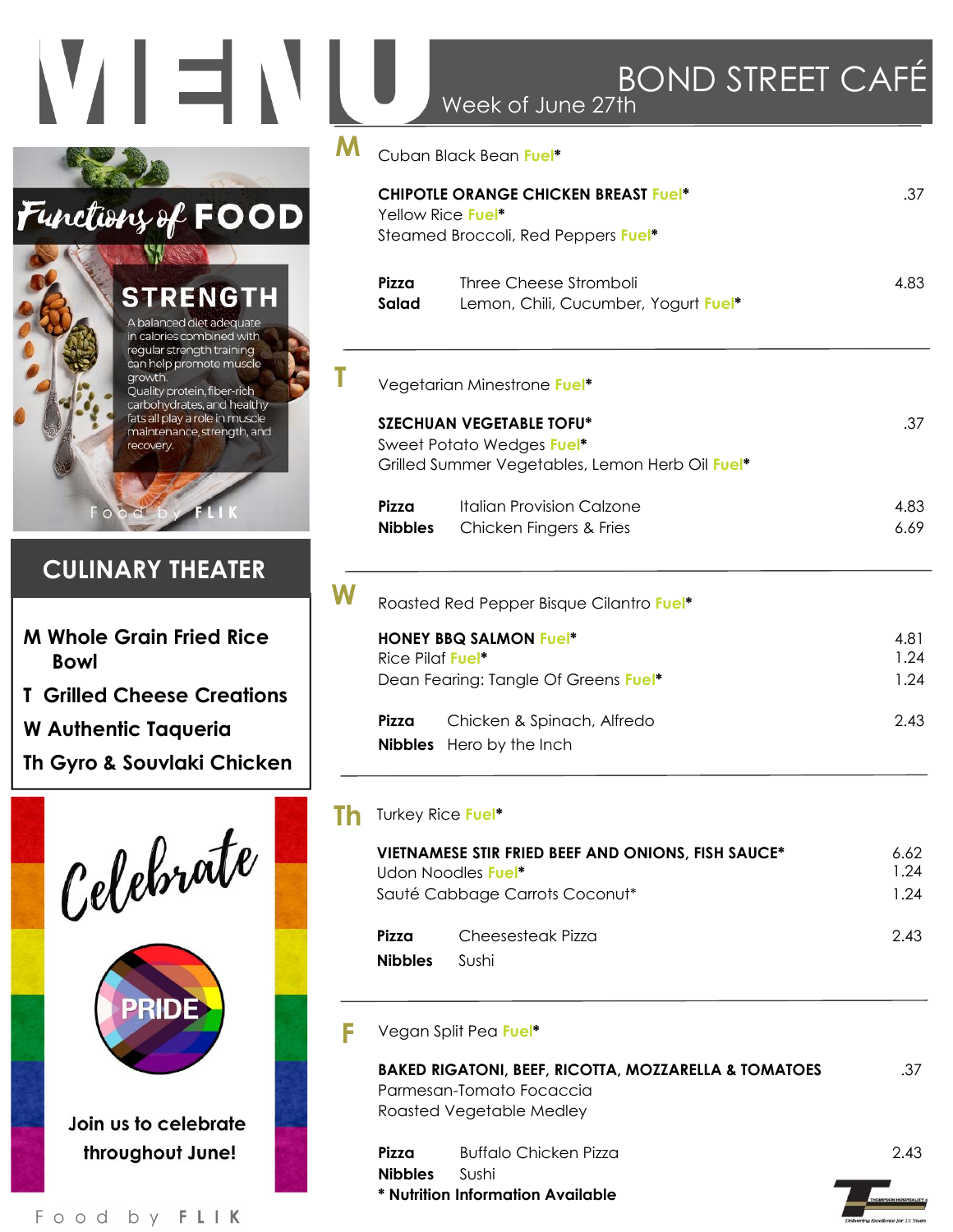# MENU

## BOND STREET CAFÉ

Week of June 27th

## Functions of FOOD

### STRENGTH

A balanced diet adequate in calories combined with regular strength training can help promote muscle growth.
Quality protein, fiber-rich carbohydrates, and healthy fats all play a role in muscle maintenance, strength, and recovery.

Food by FLIK

## CULINARY THEATER

**M** Whole Grain Fried Rice Bowl

**T** Grilled Cheese Creations

**W** Authentic Taqueria

**Th** Gyro & Souvlaki Chicken

## Celebrate

PRIDE

Join us to celebrate throughout June!

Food by FLIK

---

## M

Cuban Black Bean Fuel*

**CHIPOTLE ORANGE CHICKEN BREAST** Fuel* .37
Yellow Rice Fuel*
Steamed Broccoli, Red Peppers Fuel*

| | | |
|---|---|---|
| **Pizza** | Three Cheese Stromboli | 4.83 |
| **Salad** | Lemon, Chili, Cucumber, Yogurt Fuel* | |

## T

Vegetarian Minestrone Fuel*

**SZECHUAN VEGETABLE TOFU*** .37
Sweet Potato Wedges Fuel*
Grilled Summer Vegetables, Lemon Herb Oil Fuel*

| | | |
|---|---|---|
| **Pizza** | Italian Provision Calzone | 4.83 |
| **Nibbles** | Chicken Fingers & Fries | 6.69 |

## W

Roasted Red Pepper Bisque Cilantro Fuel*

**HONEY BBQ SALMON** Fuel* 4.81
Rice Pilaf Fuel* 1.24
Dean Fearing: Tangle Of Greens Fuel* 1.24

| | | |
|---|---|---|
| **Pizza** | Chicken & Spinach, Alfredo | 2.43 |
| **Nibbles** | Hero by the Inch | |

## Th

Turkey Rice Fuel*

**VIETNAMESE STIR FRIED BEEF AND ONIONS, FISH SAUCE*** 6.62
Udon Noodles Fuel* 1.24
Sauté Cabbage Carrots Coconut* 1.24

| | | |
|---|---|---|
| **Pizza** | Cheesesteak Pizza | 2.43 |
| **Nibbles** | Sushi | |

## F

Vegan Split Pea Fuel*

**BAKED RIGATONI, BEEF, RICOTTA, MOZZARELLA & TOMATOES** .37
Parmesan-Tomato Focaccia
Roasted Vegetable Medley

| | | |
|---|---|---|
| **Pizza** | Buffalo Chicken Pizza | 2.43 |
| **Nibbles** | Sushi | |

*** Nutrition Information Available**

THOMPSON HOSPITALITY
Delivering Excellence for 15 Years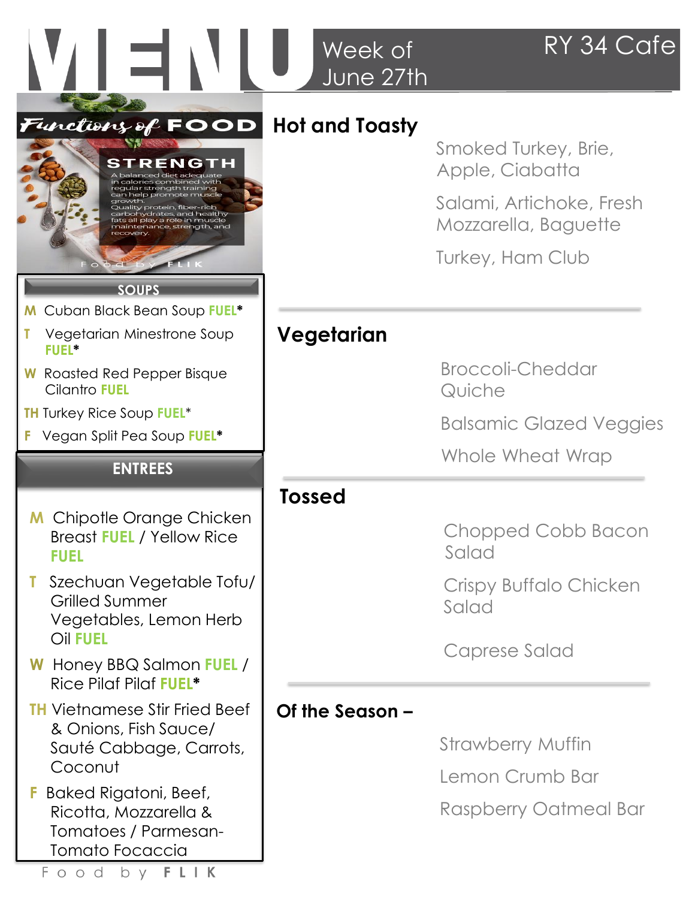# MENU

Week of June 27th

RY 34 Cafe

## Functions of FOOD

### STRENGTH

A balanced diet adequate in calories combined with regular strength training can help promote muscle growth. Quality protein, fiber-rich carbohydrates, and healthy fats all play a role in muscle maintenance, strength, and recovery.

Food by FLIK

### SOUPS

- **M** Cuban Black Bean Soup **FUEL***
- **T** Vegetarian Minestrone Soup **FUEL***
- **W** Roasted Red Pepper Bisque Cilantro **FUEL**
- **TH** Turkey Rice Soup **FUEL***
- **F** Vegan Split Pea Soup **FUEL***

### ENTREES

- **M** Chipotle Orange Chicken Breast **FUEL** / Yellow Rice **FUEL**
- **T** Szechuan Vegetable Tofu/ Grilled Summer Vegetables, Lemon Herb Oil **FUEL**
- **W** Honey BBQ Salmon **FUEL** / Rice Pilaf Pilaf **FUEL***
- **TH** Vietnamese Stir Fried Beef & Onions, Fish Sauce/ Sauté Cabbage, Carrots, Coconut
- **F** Baked Rigatoni, Beef, Ricotta, Mozzarella & Tomatoes / Parmesan-Tomato Focaccia

## Hot and Toasty

Smoked Turkey, Brie, Apple, Ciabatta

Salami, Artichoke, Fresh Mozzarella, Baguette

Turkey, Ham Club

## Vegetarian

Broccoli-Cheddar Quiche

Balsamic Glazed Veggies

Whole Wheat Wrap

## Tossed

Chopped Cobb Bacon Salad

Crispy Buffalo Chicken Salad

Caprese Salad

## Of the Season –

Strawberry Muffin

Lemon Crumb Bar

Raspberry Oatmeal Bar

Food by FLIK